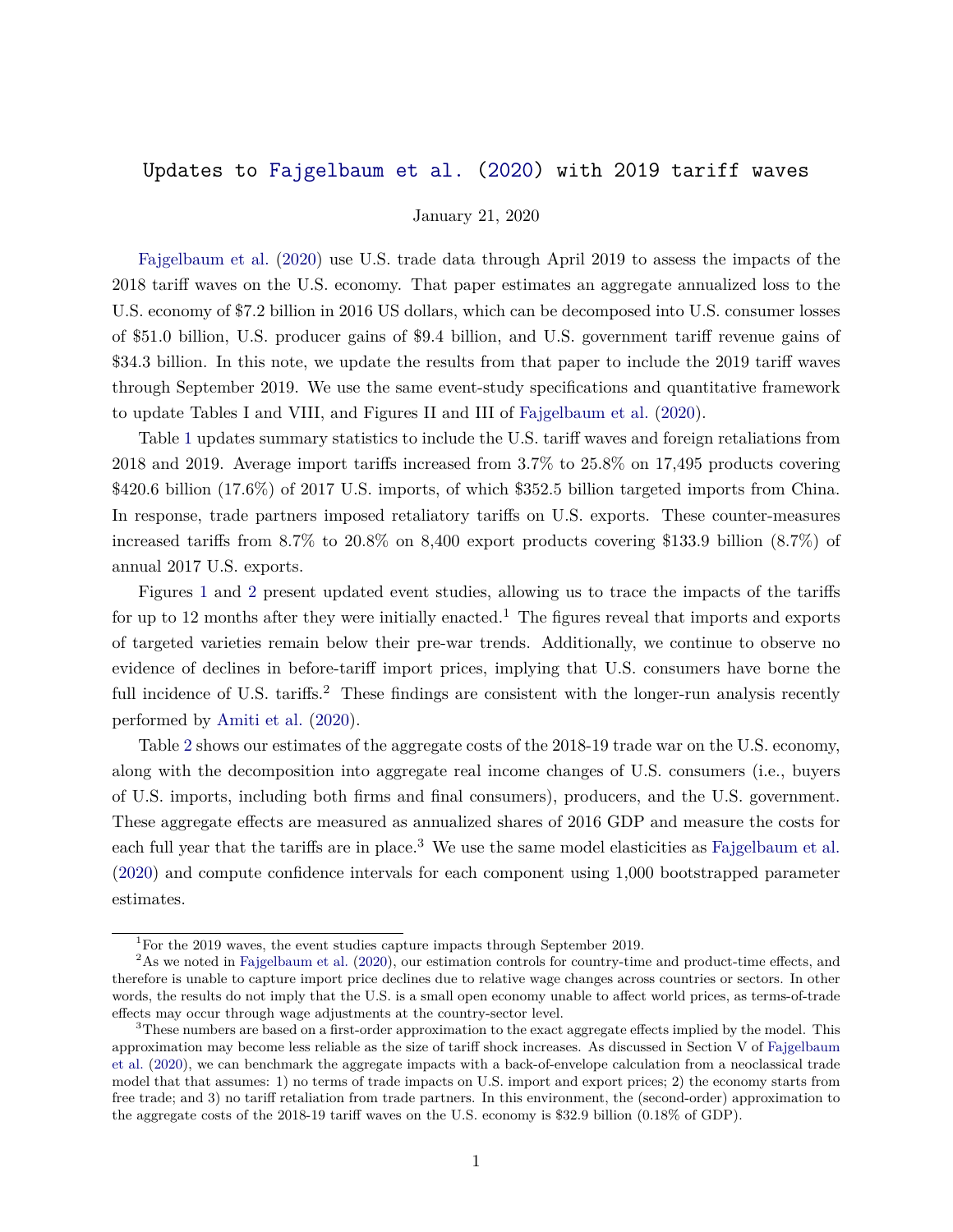# Updates to Fajgelbaum et al. (2020) with 2019 tariff waves

January 21, 2020

Fajgelbaum et al. (2020) use U.S. trade data through April 2019 to assess the impacts of the 2018 tariff waves on the U.S. economy. That paper estimates an aggregate annualized loss to the U.S. economy of $7.2 billion in 2016 US dollars, which can be decomposed into U.S. consumer losses of $51.0 billion, U.S. producer gains of $9.4 billion, and U.S. government tariff revenue gains of $34.3 billion. In this note, we update the results from that paper to include the 2019 tariff waves through September 2019. We use the same event-study specifications and quantitative framework to update Tables I and VIII, and Figures II and III of Fajgelbaum et al. (2020).

Table 1 updates summary statistics to include the U.S. tariff waves and foreign retaliations from 2018 and 2019. Average import tariffs increased from 3.7% to 25.8% on 17,495 products covering $420.6 billion (17.6%) of 2017 U.S. imports, of which $352.5 billion targeted imports from China. In response, trade partners imposed retaliatory tariffs on U.S. exports. These counter-measures increased tariffs from 8.7% to 20.8% on 8,400 export products covering $133.9 billion (8.7%) of annual 2017 U.S. exports.

Figures 1 and 2 present updated event studies, allowing us to trace the impacts of the tariffs for up to 12 months after they were initially enacted.[1] The figures reveal that imports and exports of targeted varieties remain below their pre-war trends. Additionally, we continue to observe no evidence of declines in before-tariff import prices, implying that U.S. consumers have borne the full incidence of U.S. tariffs.[2] These findings are consistent with the longer-run analysis recently performed by Amiti et al. (2020).

Table 2 shows our estimates of the aggregate costs of the 2018-19 trade war on the U.S. economy, along with the decomposition into aggregate real income changes of U.S. consumers (i.e., buyers of U.S. imports, including both firms and final consumers), producers, and the U.S. government. These aggregate effects are measured as annualized shares of 2016 GDP and measure the costs for each full year that the tariffs are in place.[3] We use the same model elasticities as Fajgelbaum et al. (2020) and compute confidence intervals for each component using 1,000 bootstrapped parameter estimates.

---

[1] For the 2019 waves, the event studies capture impacts through September 2019.

[2] As we noted in Fajgelbaum et al. (2020), our estimation controls for country-time and product-time effects, and therefore is unable to capture import price declines due to relative wage changes across countries or sectors. In other words, the results do not imply that the U.S. is a small open economy unable to affect world prices, as terms-of-trade effects may occur through wage adjustments at the country-sector level.

[3] These numbers are based on a first-order approximation to the exact aggregate effects implied by the model. This approximation may become less reliable as the size of tariff shock increases. As discussed in Section V of Fajgelbaum et al. (2020), we can benchmark the aggregate impacts with a back-of-envelope calculation from a neoclassical trade model that that assumes: 1) no terms of trade impacts on U.S. import and export prices; 2) the economy starts from free trade; and 3) no tariff retaliation from trade partners. In this environment, the (second-order) approximation to the aggregate costs of the 2018-19 tariff waves on the U.S. economy is $32.9 billion (0.18% of GDP).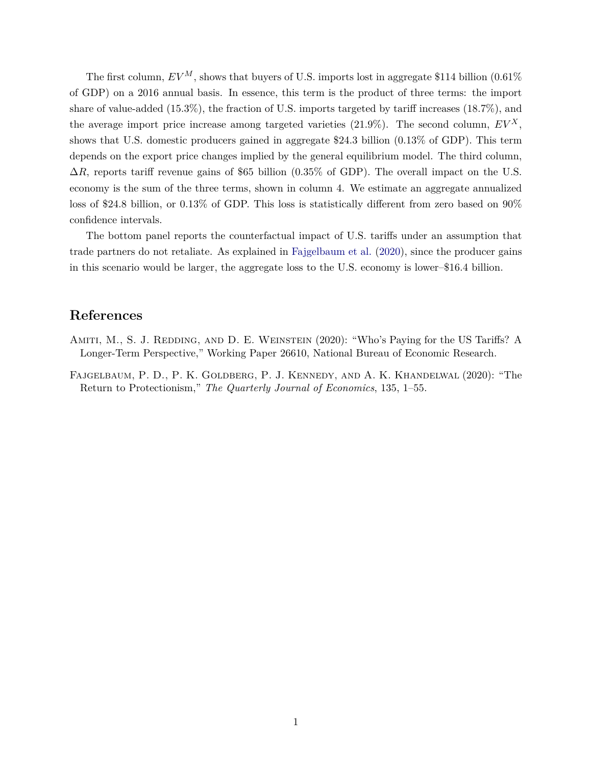The first column, $EV^M$, shows that buyers of U.S. imports lost in aggregate $114 billion (0.61% of GDP) on a 2016 annual basis. In essence, this term is the product of three terms: the import share of value-added (15.3%), the fraction of U.S. imports targeted by tariff increases (18.7%), and the average import price increase among targeted varieties (21.9%). The second column, $EV^X$, shows that U.S. domestic producers gained in aggregate $24.3 billion (0.13% of GDP). This term depends on the export price changes implied by the general equilibrium model. The third column, $\Delta R$, reports tariff revenue gains of $65 billion (0.35% of GDP). The overall impact on the U.S. economy is the sum of the three terms, shown in column 4. We estimate an aggregate annualized loss of $24.8 billion, or 0.13% of GDP. This loss is statistically different from zero based on 90% confidence intervals.

The bottom panel reports the counterfactual impact of U.S. tariffs under an assumption that trade partners do not retaliate. As explained in Fajgelbaum et al. (2020), since the producer gains in this scenario would be larger, the aggregate loss to the U.S. economy is lower–$16.4 billion.

## References

Amiti, M., S. J. Redding, and D. E. Weinstein (2020): "Who's Paying for the US Tariffs? A Longer-Term Perspective," Working Paper 26610, National Bureau of Economic Research.

Fajgelbaum, P. D., P. K. Goldberg, P. J. Kennedy, and A. K. Khandelwal (2020): "The Return to Protectionism," *The Quarterly Journal of Economics*, 135, 1–55.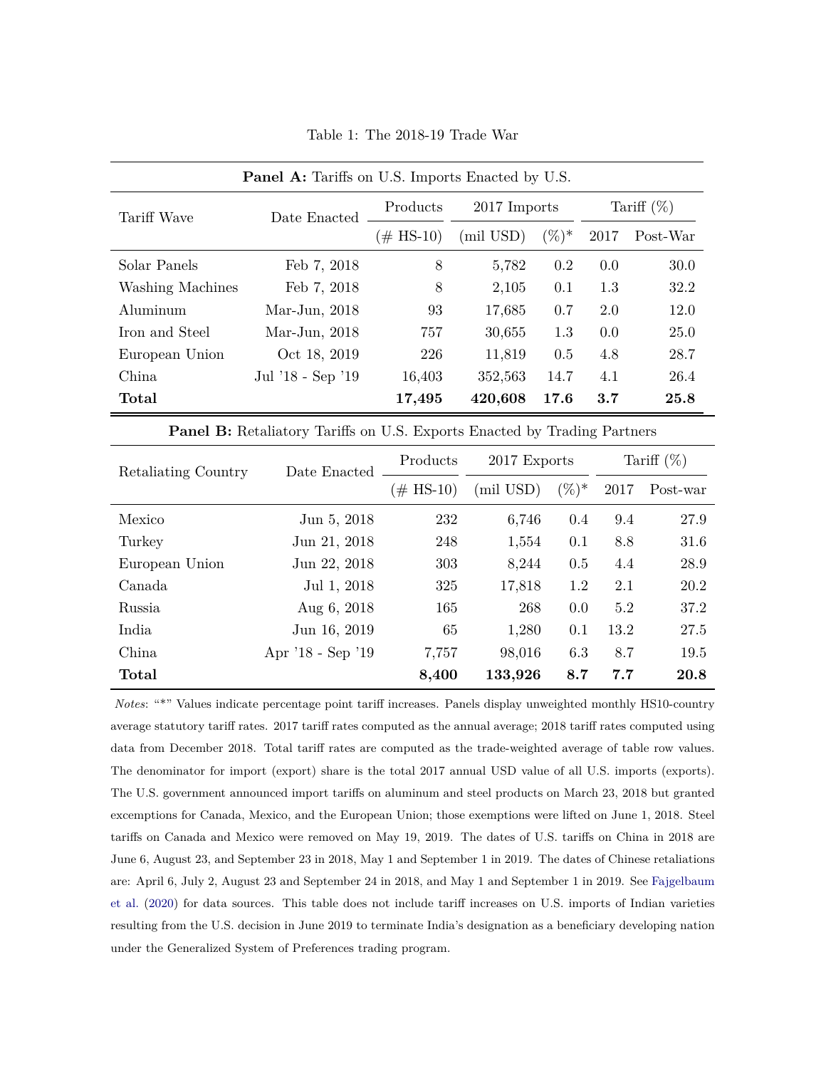Table 1: The 2018-19 Trade War

**Panel A:** Tariffs on U.S. Imports Enacted by U.S.

| Tariff Wave | Date Enacted | Products | 2017 Imports | | Tariff (%) | |
|---|---|---|---|---|---|---|
| | | (# HS-10) | (mil USD) | (%)* | 2017 | Post-War |
| Solar Panels | Feb 7, 2018 | 8 | 5,782 | 0.2 | 0.0 | 30.0 |
| Washing Machines | Feb 7, 2018 | 8 | 2,105 | 0.1 | 1.3 | 32.2 |
| Aluminum | Mar-Jun, 2018 | 93 | 17,685 | 0.7 | 2.0 | 12.0 |
| Iron and Steel | Mar-Jun, 2018 | 757 | 30,655 | 1.3 | 0.0 | 25.0 |
| European Union | Oct 18, 2019 | 226 | 11,819 | 0.5 | 4.8 | 28.7 |
| China | Jul '18 - Sep '19 | 16,403 | 352,563 | 14.7 | 4.1 | 26.4 |
| **Total** | | **17,495** | **420,608** | **17.6** | **3.7** | **25.8** |

**Panel B:** Retaliatory Tariffs on U.S. Exports Enacted by Trading Partners

| Retaliating Country | Date Enacted | Products | 2017 Exports | | Tariff (%) | |
|---|---|---|---|---|---|---|
| | | (# HS-10) | (mil USD) | (%)* | 2017 | Post-war |
| Mexico | Jun 5, 2018 | 232 | 6,746 | 0.4 | 9.4 | 27.9 |
| Turkey | Jun 21, 2018 | 248 | 1,554 | 0.1 | 8.8 | 31.6 |
| European Union | Jun 22, 2018 | 303 | 8,244 | 0.5 | 4.4 | 28.9 |
| Canada | Jul 1, 2018 | 325 | 17,818 | 1.2 | 2.1 | 20.2 |
| Russia | Aug 6, 2018 | 165 | 268 | 0.0 | 5.2 | 37.2 |
| India | Jun 16, 2019 | 65 | 1,280 | 0.1 | 13.2 | 27.5 |
| China | Apr '18 - Sep '19 | 7,757 | 98,016 | 6.3 | 8.7 | 19.5 |
| **Total** | | **8,400** | **133,926** | **8.7** | **7.7** | **20.8** |

*Notes*: "*" Values indicate percentage point tariff increases. Panels display unweighted monthly HS10-country average statutory tariff rates. 2017 tariff rates computed as the annual average; 2018 tariff rates computed using data from December 2018. Total tariff rates are computed as the trade-weighted average of table row values. The denominator for import (export) share is the total 2017 annual USD value of all U.S. imports (exports). The U.S. government announced import tariffs on aluminum and steel products on March 23, 2018 but granted excemptions for Canada, Mexico, and the European Union; those exemptions were lifted on June 1, 2018. Steel tariffs on Canada and Mexico were removed on May 19, 2019. The dates of U.S. tariffs on China in 2018 are June 6, August 23, and September 23 in 2018, May 1 and September 1 in 2019. The dates of Chinese retaliations are: April 6, July 2, August 23 and September 24 in 2018, and May 1 and September 1 in 2019. See Fajgelbaum et al. (2020) for data sources. This table does not include tariff increases on U.S. imports of Indian varieties resulting from the U.S. decision in June 2019 to terminate India's designation as a beneficiary developing nation under the Generalized System of Preferences trading program.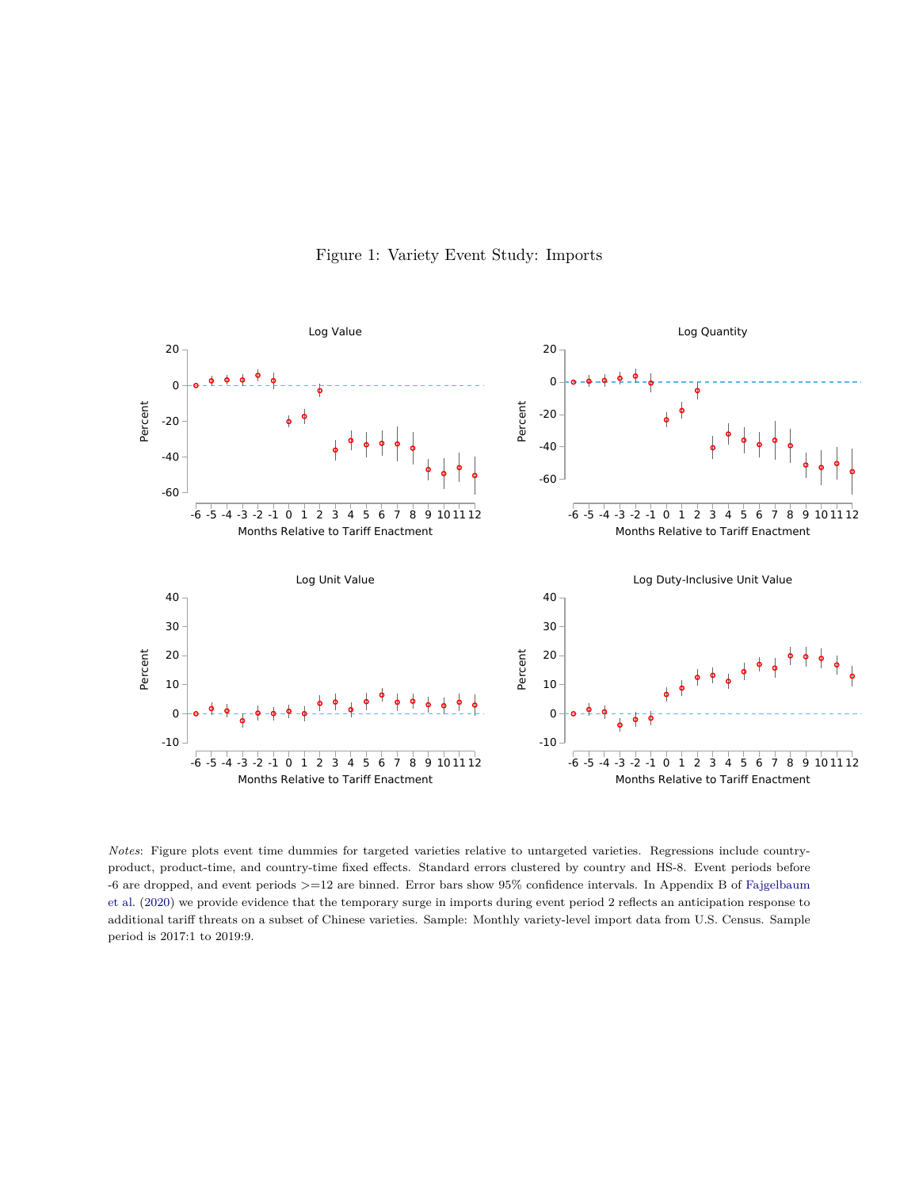Figure 1: Variety Event Study: Imports

*Notes*: Figure plots event time dummies for targeted varieties relative to untargeted varieties. Regressions include country-product, product-time, and country-time fixed effects. Standard errors clustered by country and HS-8. Event periods before -6 are dropped, and event periods >=12 are binned. Error bars show 95% confidence intervals. In Appendix B of Fajgelbaum et al. (2020) we provide evidence that the temporary surge in imports during event period 2 reflects an anticipation response to additional tariff threats on a subset of Chinese varieties. Sample: Monthly variety-level import data from U.S. Census. Sample period is 2017:1 to 2019:9.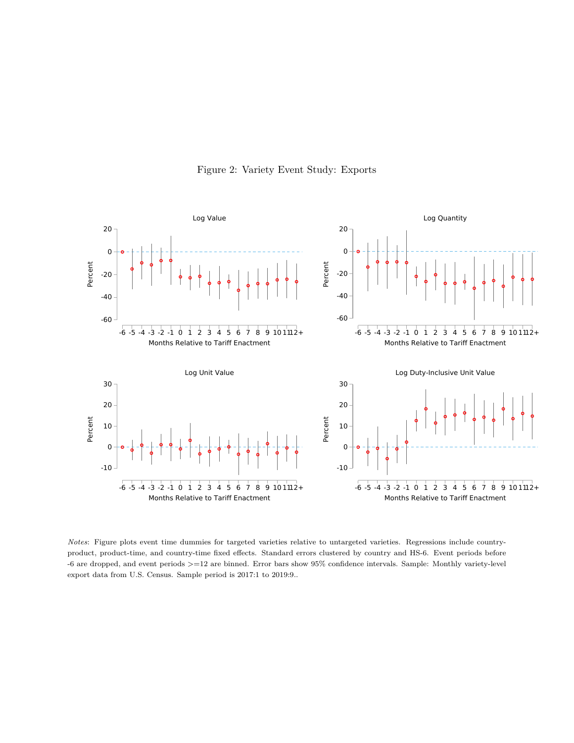Figure 2: Variety Event Study: Exports

*Notes*: Figure plots event time dummies for targeted varieties relative to untargeted varieties. Regressions include country-product, product-time, and country-time fixed effects. Standard errors clustered by country and HS-6. Event periods before -6 are dropped, and event periods >=12 are binned. Error bars show 95% confidence intervals. Sample: Monthly variety-level export data from U.S. Census. Sample period is 2017:1 to 2019:9..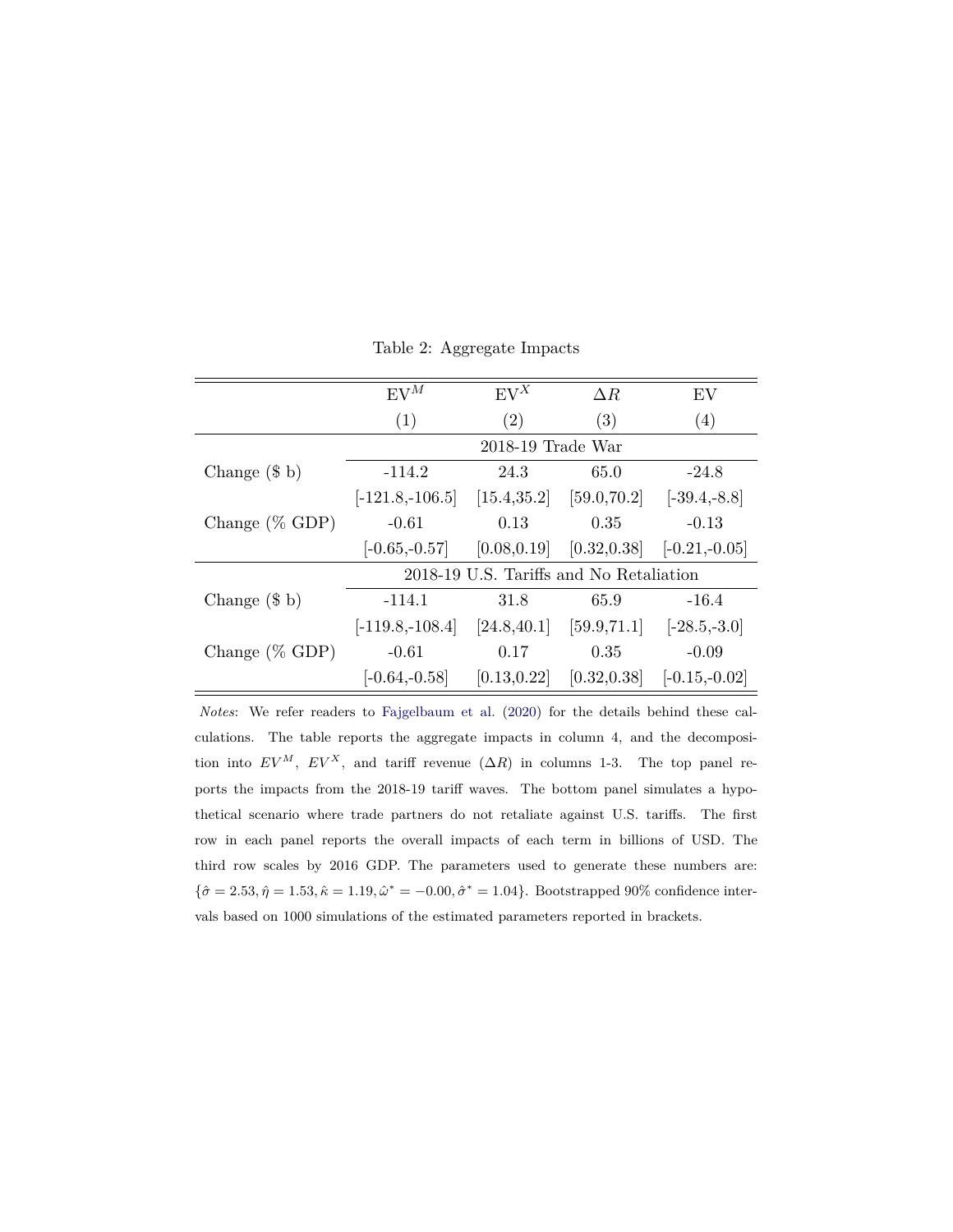Table 2: Aggregate Impacts

| | $\text{EV}^M$ | $\text{EV}^X$ | $\Delta R$ | EV |
|---|---|---|---|---|
| | (1) | (2) | (3) | (4) |
| | 2018-19 Trade War | | | |
| Change ($ b) | -114.2 | 24.3 | 65.0 | -24.8 |
| | [-121.8,-106.5] | [15.4,35.2] | [59.0,70.2] | [-39.4,-8.8] |
| Change (% GDP) | -0.61 | 0.13 | 0.35 | -0.13 |
| | [-0.65,-0.57] | [0.08,0.19] | [0.32,0.38] | [-0.21,-0.05] |
| | 2018-19 U.S. Tariffs and No Retaliation | | | |
| Change ($ b) | -114.1 | 31.8 | 65.9 | -16.4 |
| | [-119.8,-108.4] | [24.8,40.1] | [59.9,71.1] | [-28.5,-3.0] |
| Change (% GDP) | -0.61 | 0.17 | 0.35 | -0.09 |
| | [-0.64,-0.58] | [0.13,0.22] | [0.32,0.38] | [-0.15,-0.02] |

*Notes*: We refer readers to Fajgelbaum et al. (2020) for the details behind these calculations. The table reports the aggregate impacts in column 4, and the decomposition into $EV^M$, $EV^X$, and tariff revenue ($\Delta R$) in columns 1-3. The top panel reports the impacts from the 2018-19 tariff waves. The bottom panel simulates a hypothetical scenario where trade partners do not retaliate against U.S. tariffs. The first row in each panel reports the overall impacts of each term in billions of USD. The third row scales by 2016 GDP. The parameters used to generate these numbers are: $\{\hat{\sigma} = 2.53, \hat{\eta} = 1.53, \hat{\kappa} = 1.19, \hat{\omega}^* = -0.00, \hat{\sigma}^* = 1.04\}$. Bootstrapped 90% confidence intervals based on 1000 simulations of the estimated parameters reported in brackets.